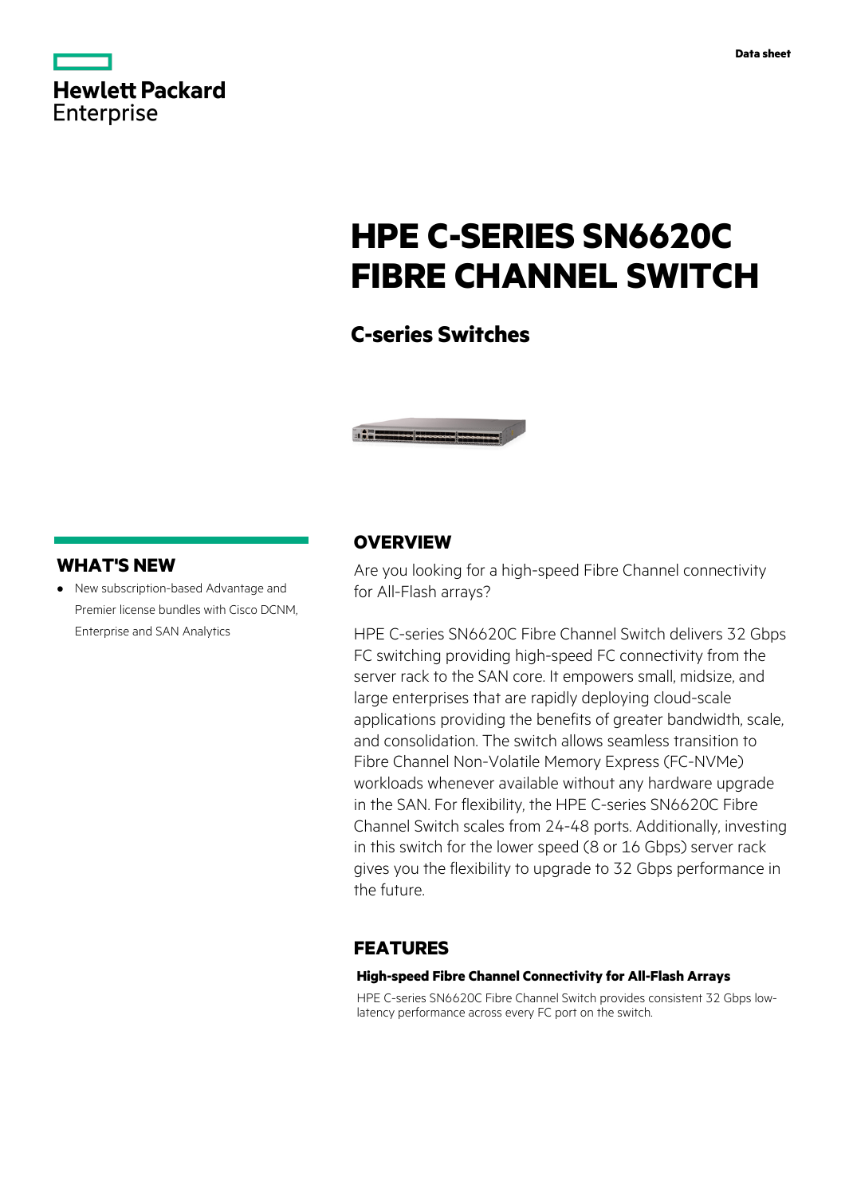Hewlett Packard Enterprise

Data sheet

# HPE C-SERIES SN6620C FIBRE CHANNEL SWITCH

## C-series Switches

## WHAT'S NEW

- New subscription-based Advantage and Premier license bundles with Cisco DCNM, Enterprise and SAN Analytics

## OVERVIEW

Are you looking for a high-speed Fibre Channel connectivity for All-Flash arrays?

HPE C-series SN6620C Fibre Channel Switch delivers 32 Gbps FC switching providing high-speed FC connectivity from the server rack to the SAN core. It empowers small, midsize, and large enterprises that are rapidly deploying cloud-scale applications providing the benefits of greater bandwidth, scale, and consolidation. The switch allows seamless transition to Fibre Channel Non-Volatile Memory Express (FC-NVMe) workloads whenever available without any hardware upgrade in the SAN. For flexibility, the HPE C-series SN6620C Fibre Channel Switch scales from 24-48 ports. Additionally, investing in this switch for the lower speed (8 or 16 Gbps) server rack gives you the flexibility to upgrade to 32 Gbps performance in the future.

## FEATURES

### High-speed Fibre Channel Connectivity for All-Flash Arrays

HPE C-series SN6620C Fibre Channel Switch provides consistent 32 Gbps low-latency performance across every FC port on the switch.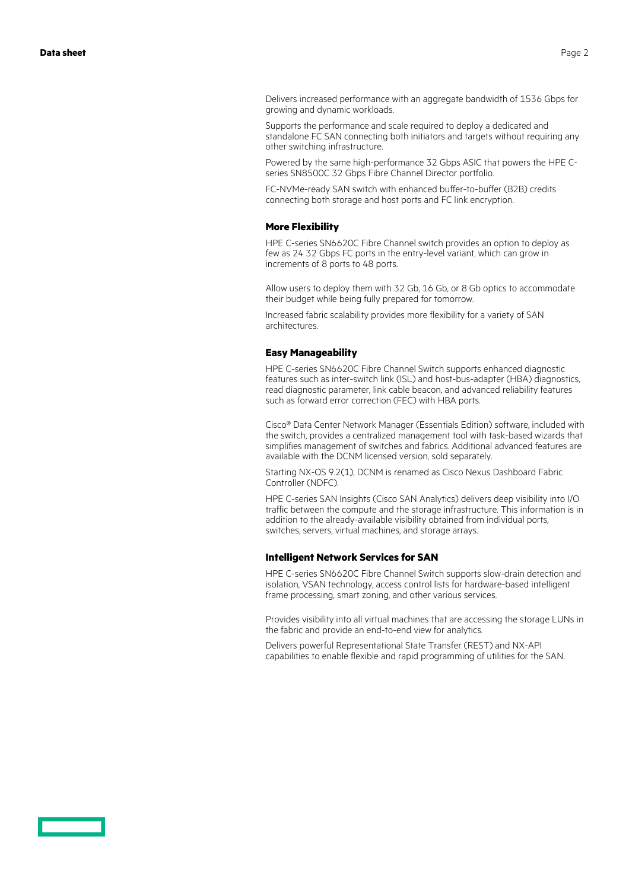Delivers increased performance with an aggregate bandwidth of 1536 Gbps for growing and dynamic workloads.

Supports the performance and scale required to deploy a dedicated and standalone FC SAN connecting both initiators and targets without requiring any other switching infrastructure.

Powered by the same high-performance 32 Gbps ASIC that powers the HPE C-series SN8500C 32 Gbps Fibre Channel Director portfolio.

FC-NVMe-ready SAN switch with enhanced buffer-to-buffer (B2B) credits connecting both storage and host ports and FC link encryption.

### More Flexibility

HPE C-series SN6620C Fibre Channel switch provides an option to deploy as few as 24 32 Gbps FC ports in the entry-level variant, which can grow in increments of 8 ports to 48 ports.

Allow users to deploy them with 32 Gb, 16 Gb, or 8 Gb optics to accommodate their budget while being fully prepared for tomorrow.

Increased fabric scalability provides more flexibility for a variety of SAN architectures.

### Easy Manageability

HPE C-series SN6620C Fibre Channel Switch supports enhanced diagnostic features such as inter-switch link (ISL) and host-bus-adapter (HBA) diagnostics, read diagnostic parameter, link cable beacon, and advanced reliability features such as forward error correction (FEC) with HBA ports.

Cisco® Data Center Network Manager (Essentials Edition) software, included with the switch, provides a centralized management tool with task-based wizards that simplifies management of switches and fabrics. Additional advanced features are available with the DCNM licensed version, sold separately.

Starting NX-OS 9.2(1), DCNM is renamed as Cisco Nexus Dashboard Fabric Controller (NDFC).

HPE C-series SAN Insights (Cisco SAN Analytics) delivers deep visibility into I/O traffic between the compute and the storage infrastructure. This information is in addition to the already-available visibility obtained from individual ports, switches, servers, virtual machines, and storage arrays.

### Intelligent Network Services for SAN

HPE C-series SN6620C Fibre Channel Switch supports slow-drain detection and isolation, VSAN technology, access control lists for hardware-based intelligent frame processing, smart zoning, and other various services.

Provides visibility into all virtual machines that are accessing the storage LUNs in the fabric and provide an end-to-end view for analytics.

Delivers powerful Representational State Transfer (REST) and NX-API capabilities to enable flexible and rapid programming of utilities for the SAN.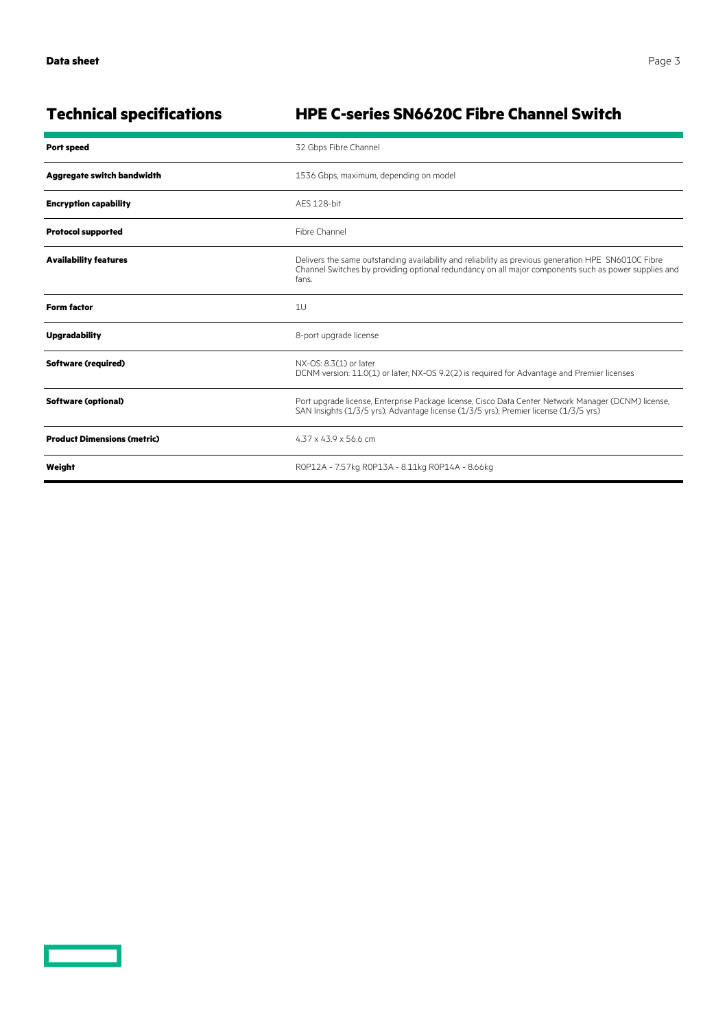## Technical specifications

## HPE C-series SN6620C Fibre Channel Switch

| | |
|---|---|
| **Port speed** | 32 Gbps Fibre Channel |
| **Aggregate switch bandwidth** | 1536 Gbps, maximum, depending on model |
| **Encryption capability** | AES 128-bit |
| **Protocol supported** | Fibre Channel |
| **Availability features** | Delivers the same outstanding availability and reliability as previous generation HPE SN6010C Fibre Channel Switches by providing optional redundancy on all major components such as power supplies and fans. |
| **Form factor** | 1U |
| **Upgradability** | 8-port upgrade license |
| **Software (required)** | NX-OS: 8.3(1) or later<br>DCNM version: 11.0(1) or later; NX-OS 9.2(2) is required for Advantage and Premier licenses |
| **Software (optional)** | Port upgrade license, Enterprise Package license, Cisco Data Center Network Manager (DCNM) license, SAN Insights (1/3/5 yrs), Advantage license (1/3/5 yrs), Premier license (1/3/5 yrs) |
| **Product Dimensions (metric)** | 4.37 x 43.9 x 56.6 cm |
| **Weight** | R0P12A - 7.57kg R0P13A - 8.11kg R0P14A - 8.66kg |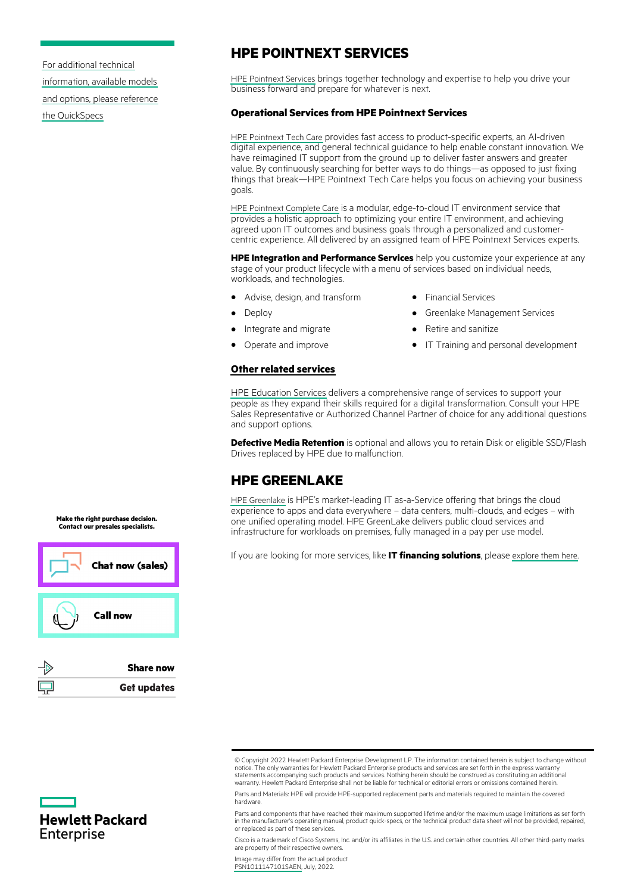For additional technical information, available models and options, please reference the QuickSpecs

## HPE POINTNEXT SERVICES

HPE Pointnext Services brings together technology and expertise to help you drive your business forward and prepare for whatever is next.

### Operational Services from HPE Pointnext Services

HPE Pointnext Tech Care provides fast access to product-specific experts, an AI-driven digital experience, and general technical guidance to help enable constant innovation. We have reimagined IT support from the ground up to deliver faster answers and greater value. By continuously searching for better ways to do things—as opposed to just fixing things that break—HPE Pointnext Tech Care helps you focus on achieving your business goals.

HPE Pointnext Complete Care is a modular, edge-to-cloud IT environment service that provides a holistic approach to optimizing your entire IT environment, and achieving agreed upon IT outcomes and business goals through a personalized and customer-centric experience. All delivered by an assigned team of HPE Pointnext Services experts.

**HPE Integration and Performance Services** help you customize your experience at any stage of your product lifecycle with a menu of services based on individual needs, workloads, and technologies.

- Advise, design, and transform
- Deploy
- Integrate and migrate
- Operate and improve
- Financial Services
- Greenlake Management Services
- Retire and sanitize
- IT Training and personal development

### Other related services

HPE Education Services delivers a comprehensive range of services to support your people as they expand their skills required for a digital transformation. Consult your HPE Sales Representative or Authorized Channel Partner of choice for any additional questions and support options.

**Defective Media Retention** is optional and allows you to retain Disk or eligible SSD/Flash Drives replaced by HPE due to malfunction.

## HPE GREENLAKE

HPE Greenlake is HPE's market-leading IT as-a-Service offering that brings the cloud experience to apps and data everywhere – data centers, multi-clouds, and edges – with one unified operating model. HPE GreenLake delivers public cloud services and infrastructure for workloads on premises, fully managed in a pay per use model.

If you are looking for more services, like **IT financing solutions**, please explore them here.

**Make the right purchase decision. Contact our presales specialists.**

Chat now (sales)

Call now

Share now

Get updates

© Copyright 2022 Hewlett Packard Enterprise Development LP. The information contained herein is subject to change without notice. The only warranties for Hewlett Packard Enterprise products and services are set forth in the express warranty statements accompanying such products and services. Nothing herein should be construed as constituting an additional warranty. Hewlett Packard Enterprise shall not be liable for technical or editorial errors or omissions contained herein.

Parts and Materials: HPE will provide HPE-supported replacement parts and materials required to maintain the covered hardware.

Parts and components that have reached their maximum supported lifetime and/or the maximum usage limitations as set forth in the manufacturer's operating manual, product quick-specs, or the technical product data sheet will not be provided, repaired, or replaced as part of these services.

Cisco is a trademark of Cisco Systems, Inc. and/or its affiliates in the U.S. and certain other countries. All other third-party marks are property of their respective owners.

Image may differ from the actual product

PSN1011147101SAEN, July, 2022.

Hewlett Packard Enterprise